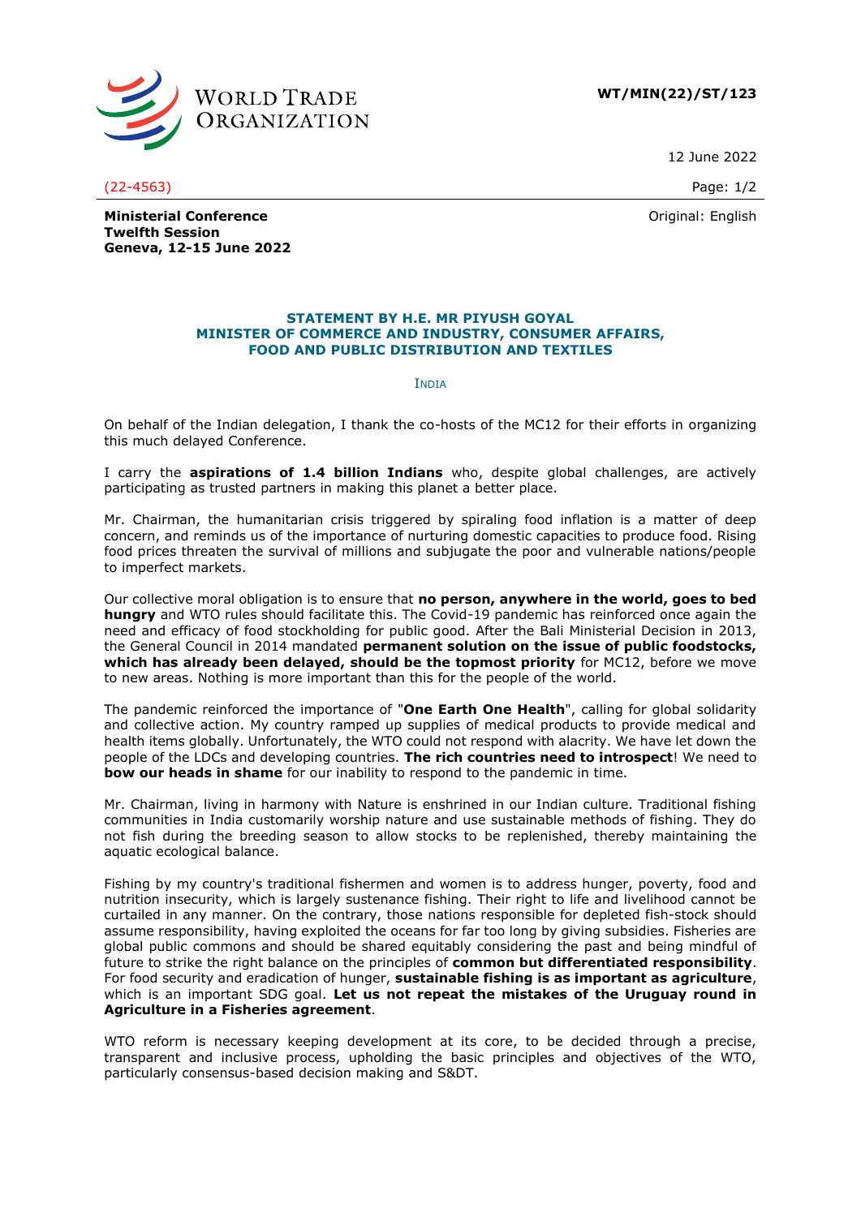**WT/MIN(22)/ST/123**

12 June 2022

(22-4563)

Original: English

**Ministerial Conference**
**Twelfth Session**
**Geneva, 12-15 June 2022**

## STATEMENT BY H.E. MR PIYUSH GOYAL MINISTER OF COMMERCE AND INDUSTRY, CONSUMER AFFAIRS, FOOD AND PUBLIC DISTRIBUTION AND TEXTILES

INDIA

On behalf of the Indian delegation, I thank the co-hosts of the MC12 for their efforts in organizing this much delayed Conference.

I carry the **aspirations of 1.4 billion Indians** who, despite global challenges, are actively participating as trusted partners in making this planet a better place.

Mr. Chairman, the humanitarian crisis triggered by spiraling food inflation is a matter of deep concern, and reminds us of the importance of nurturing domestic capacities to produce food. Rising food prices threaten the survival of millions and subjugate the poor and vulnerable nations/people to imperfect markets.

Our collective moral obligation is to ensure that **no person, anywhere in the world, goes to bed hungry** and WTO rules should facilitate this. The Covid-19 pandemic has reinforced once again the need and efficacy of food stockholding for public good. After the Bali Ministerial Decision in 2013, the General Council in 2014 mandated **permanent solution on the issue of public foodstocks, which has already been delayed, should be the topmost priority** for MC12, before we move to new areas. Nothing is more important than this for the people of the world.

The pandemic reinforced the importance of "**One Earth One Health**", calling for global solidarity and collective action. My country ramped up supplies of medical products to provide medical and health items globally. Unfortunately, the WTO could not respond with alacrity. We have let down the people of the LDCs and developing countries. **The rich countries need to introspect**! We need to **bow our heads in shame** for our inability to respond to the pandemic in time.

Mr. Chairman, living in harmony with Nature is enshrined in our Indian culture. Traditional fishing communities in India customarily worship nature and use sustainable methods of fishing. They do not fish during the breeding season to allow stocks to be replenished, thereby maintaining the aquatic ecological balance.

Fishing by my country's traditional fishermen and women is to address hunger, poverty, food and nutrition insecurity, which is largely sustenance fishing. Their right to life and livelihood cannot be curtailed in any manner. On the contrary, those nations responsible for depleted fish-stock should assume responsibility, having exploited the oceans for far too long by giving subsidies. Fisheries are global public commons and should be shared equitably considering the past and being mindful of future to strike the right balance on the principles of **common but differentiated responsibility**. For food security and eradication of hunger, **sustainable fishing is as important as agriculture**, which is an important SDG goal. **Let us not repeat the mistakes of the Uruguay round in Agriculture in a Fisheries agreement**.

WTO reform is necessary keeping development at its core, to be decided through a precise, transparent and inclusive process, upholding the basic principles and objectives of the WTO, particularly consensus-based decision making and S&DT.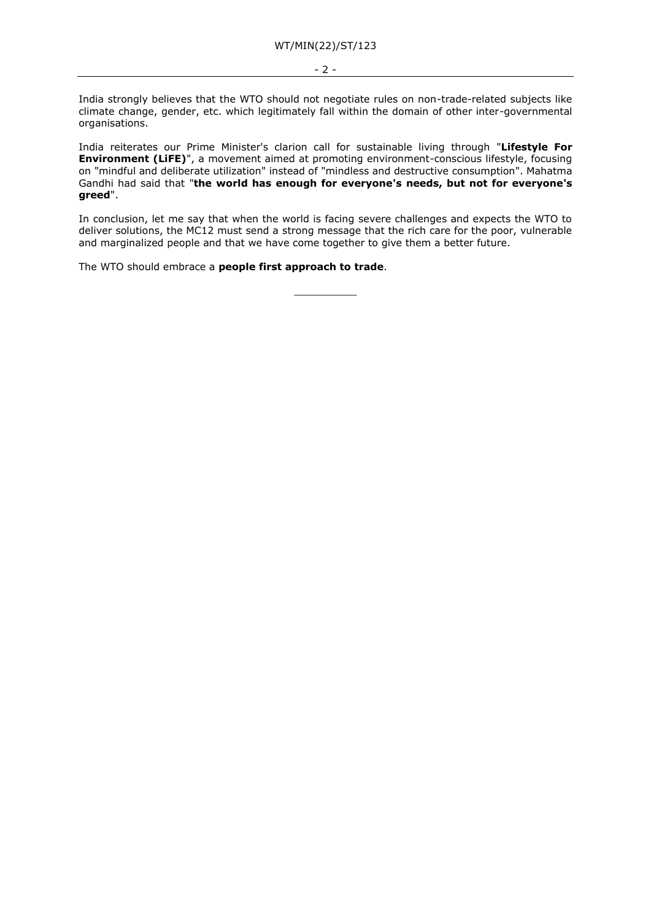India strongly believes that the WTO should not negotiate rules on non-trade-related subjects like climate change, gender, etc. which legitimately fall within the domain of other inter-governmental organisations.

India reiterates our Prime Minister's clarion call for sustainable living through "**Lifestyle For Environment (LiFE)**", a movement aimed at promoting environment-conscious lifestyle, focusing on "mindful and deliberate utilization" instead of "mindless and destructive consumption". Mahatma Gandhi had said that "**the world has enough for everyone's needs, but not for everyone's greed**".

In conclusion, let me say that when the world is facing severe challenges and expects the WTO to deliver solutions, the MC12 must send a strong message that the rich care for the poor, vulnerable and marginalized people and that we have come together to give them a better future.

The WTO should embrace a **people first approach to trade**.

__________